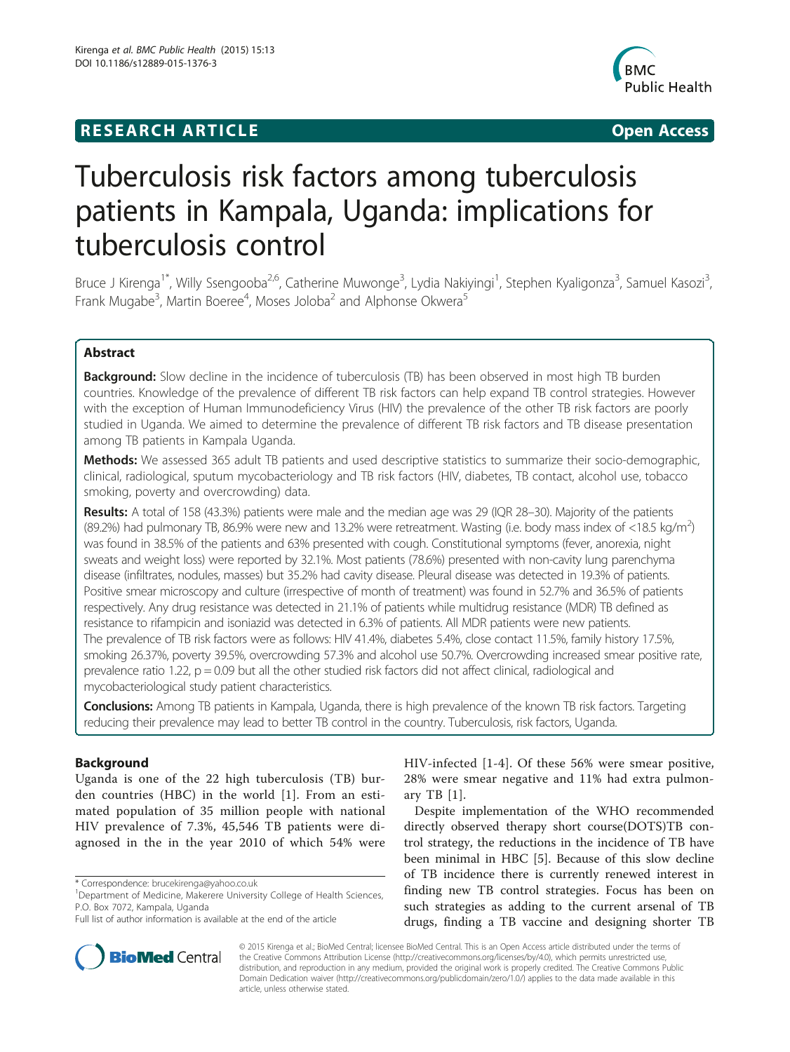**RESEARCH ARTICLE** **Open Access**

# Tuberculosis risk factors among tuberculosis patients in Kampala, Uganda: implications for tuberculosis control

Bruce J Kirenga[1*], Willy Ssengooba[2,6], Catherine Muwonge[3], Lydia Nakiyingi[1], Stephen Kyaligonza[3], Samuel Kasozi[3], Frank Mugabe[3], Martin Boeree[4], Moses Joloba[2] and Alphonse Okwera[5]

## Abstract

**Background:** Slow decline in the incidence of tuberculosis (TB) has been observed in most high TB burden countries. Knowledge of the prevalence of different TB risk factors can help expand TB control strategies. However with the exception of Human Immunodeficiency Virus (HIV) the prevalence of the other TB risk factors are poorly studied in Uganda. We aimed to determine the prevalence of different TB risk factors and TB disease presentation among TB patients in Kampala Uganda.

**Methods:** We assessed 365 adult TB patients and used descriptive statistics to summarize their socio-demographic, clinical, radiological, sputum mycobacteriology and TB risk factors (HIV, diabetes, TB contact, alcohol use, tobacco smoking, poverty and overcrowding) data.

**Results:** A total of 158 (43.3%) patients were male and the median age was 29 (IQR 28–30). Majority of the patients (89.2%) had pulmonary TB, 86.9% were new and 13.2% were retreatment. Wasting (i.e. body mass index of $<18.5$ kg/m$^2$) was found in 38.5% of the patients and 63% presented with cough. Constitutional symptoms (fever, anorexia, night sweats and weight loss) were reported by 32.1%. Most patients (78.6%) presented with non-cavity lung parenchyma disease (infiltrates, nodules, masses) but 35.2% had cavity disease. Pleural disease was detected in 19.3% of patients. Positive smear microscopy and culture (irrespective of month of treatment) was found in 52.7% and 36.5% of patients respectively. Any drug resistance was detected in 21.1% of patients while multidrug resistance (MDR) TB defined as resistance to rifampicin and isoniazid was detected in 6.3% of patients. All MDR patients were new patients. The prevalence of TB risk factors were as follows: HIV 41.4%, diabetes 5.4%, close contact 11.5%, family history 17.5%, smoking 26.37%, poverty 39.5%, overcrowding 57.3% and alcohol use 50.7%. Overcrowding increased smear positive rate, prevalence ratio 1.22, $p = 0.09$ but all the other studied risk factors did not affect clinical, radiological and mycobacteriological study patient characteristics.

**Conclusions:** Among TB patients in Kampala, Uganda, there is high prevalence of the known TB risk factors. Targeting reducing their prevalence may lead to better TB control in the country. Tuberculosis, risk factors, Uganda.

## Background

Uganda is one of the 22 high tuberculosis (TB) burden countries (HBC) in the world [1]. From an estimated population of 35 million people with national HIV prevalence of 7.3%, 45,546 TB patients were diagnosed in the in the year 2010 of which 54% were HIV-infected [1-4]. Of these 56% were smear positive, 28% were smear negative and 11% had extra pulmonary TB [1].

Despite implementation of the WHO recommended directly observed therapy short course(DOTS)TB control strategy, the reductions in the incidence of TB have been minimal in HBC [5]. Because of this slow decline of TB incidence there is currently renewed interest in finding new TB control strategies. Focus has been on such strategies as adding to the current arsenal of TB drugs, finding a TB vaccine and designing shorter TB

* Correspondence: brucekirenga@yahoo.co.uk
[1]Department of Medicine, Makerere University College of Health Sciences, P.O. Box 7072, Kampala, Uganda
Full list of author information is available at the end of the article

© 2015 Kirenga et al.; BioMed Central; licensee BioMed Central. This is an Open Access article distributed under the terms of the Creative Commons Attribution License (http://creativecommons.org/licenses/by/4.0), which permits unrestricted use, distribution, and reproduction in any medium, provided the original work is properly credited. The Creative Commons Public Domain Dedication waiver (http://creativecommons.org/publicdomain/zero/1.0/) applies to the data made available in this article, unless otherwise stated.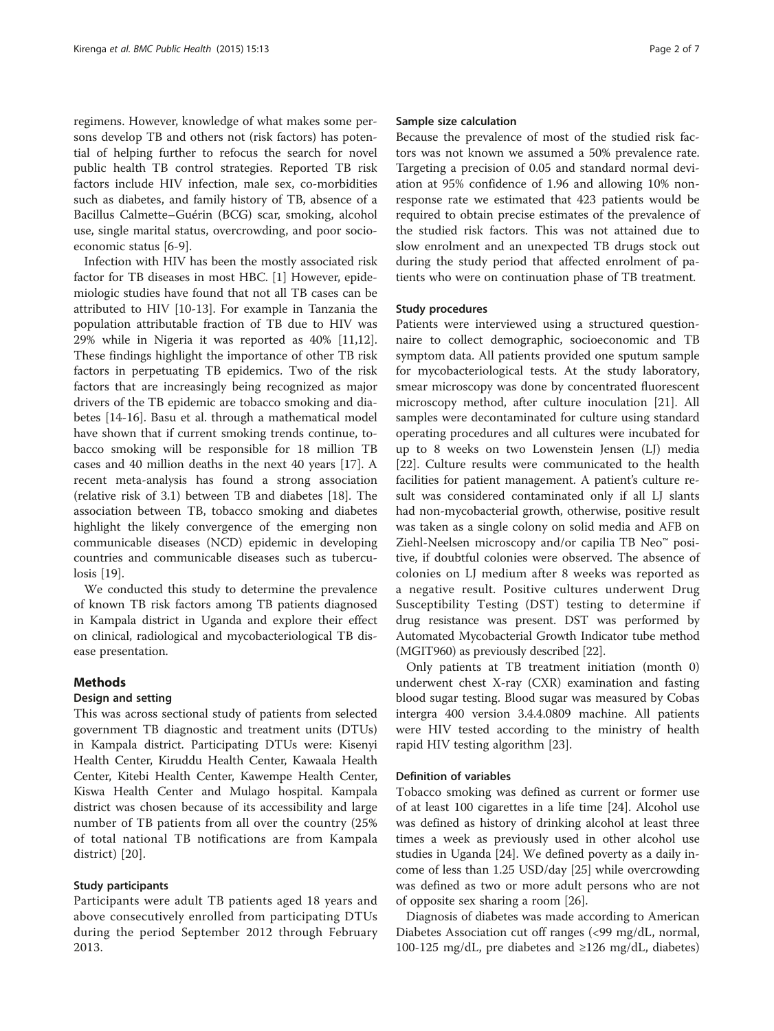regimens. However, knowledge of what makes some persons develop TB and others not (risk factors) has potential of helping further to refocus the search for novel public health TB control strategies. Reported TB risk factors include HIV infection, male sex, co-morbidities such as diabetes, and family history of TB, absence of a Bacillus Calmette–Guérin (BCG) scar, smoking, alcohol use, single marital status, overcrowding, and poor socioeconomic status [6-9].

Infection with HIV has been the mostly associated risk factor for TB diseases in most HBC. [1] However, epidemiologic studies have found that not all TB cases can be attributed to HIV [10-13]. For example in Tanzania the population attributable fraction of TB due to HIV was 29% while in Nigeria it was reported as 40% [11,12]. These findings highlight the importance of other TB risk factors in perpetuating TB epidemics. Two of the risk factors that are increasingly being recognized as major drivers of the TB epidemic are tobacco smoking and diabetes [14-16]. Basu et al. through a mathematical model have shown that if current smoking trends continue, tobacco smoking will be responsible for 18 million TB cases and 40 million deaths in the next 40 years [17]. A recent meta-analysis has found a strong association (relative risk of 3.1) between TB and diabetes [18]. The association between TB, tobacco smoking and diabetes highlight the likely convergence of the emerging non communicable diseases (NCD) epidemic in developing countries and communicable diseases such as tuberculosis [19].

We conducted this study to determine the prevalence of known TB risk factors among TB patients diagnosed in Kampala district in Uganda and explore their effect on clinical, radiological and mycobacteriological TB disease presentation.

## Methods

### Design and setting

This was across sectional study of patients from selected government TB diagnostic and treatment units (DTUs) in Kampala district. Participating DTUs were: Kisenyi Health Center, Kiruddu Health Center, Kawaala Health Center, Kitebi Health Center, Kawempe Health Center, Kiswa Health Center and Mulago hospital. Kampala district was chosen because of its accessibility and large number of TB patients from all over the country (25% of total national TB notifications are from Kampala district) [20].

### Study participants

Participants were adult TB patients aged 18 years and above consecutively enrolled from participating DTUs during the period September 2012 through February 2013.

### Sample size calculation

Because the prevalence of most of the studied risk factors was not known we assumed a 50% prevalence rate. Targeting a precision of 0.05 and standard normal deviation at 95% confidence of 1.96 and allowing 10% nonresponse rate we estimated that 423 patients would be required to obtain precise estimates of the prevalence of the studied risk factors. This was not attained due to slow enrolment and an unexpected TB drugs stock out during the study period that affected enrolment of patients who were on continuation phase of TB treatment.

### Study procedures

Patients were interviewed using a structured questionnaire to collect demographic, socioeconomic and TB symptom data. All patients provided one sputum sample for mycobacteriological tests. At the study laboratory, smear microscopy was done by concentrated fluorescent microscopy method, after culture inoculation [21]. All samples were decontaminated for culture using standard operating procedures and all cultures were incubated for up to 8 weeks on two Lowenstein Jensen (LJ) media [22]. Culture results were communicated to the health facilities for patient management. A patient's culture result was considered contaminated only if all LJ slants had non-mycobacterial growth, otherwise, positive result was taken as a single colony on solid media and AFB on Ziehl-Neelsen microscopy and/or capilia TB Neo™ positive, if doubtful colonies were observed. The absence of colonies on LJ medium after 8 weeks was reported as a negative result. Positive cultures underwent Drug Susceptibility Testing (DST) testing to determine if drug resistance was present. DST was performed by Automated Mycobacterial Growth Indicator tube method (MGIT960) as previously described [22].

Only patients at TB treatment initiation (month 0) underwent chest X-ray (CXR) examination and fasting blood sugar testing. Blood sugar was measured by Cobas intergra 400 version 3.4.4.0809 machine. All patients were HIV tested according to the ministry of health rapid HIV testing algorithm [23].

### Definition of variables

Tobacco smoking was defined as current or former use of at least 100 cigarettes in a life time [24]. Alcohol use was defined as history of drinking alcohol at least three times a week as previously used in other alcohol use studies in Uganda [24]. We defined poverty as a daily income of less than 1.25 USD/day [25] while overcrowding was defined as two or more adult persons who are not of opposite sex sharing a room [26].

Diagnosis of diabetes was made according to American Diabetes Association cut off ranges (<99 mg/dL, normal, 100-125 mg/dL, pre diabetes and ≥126 mg/dL, diabetes)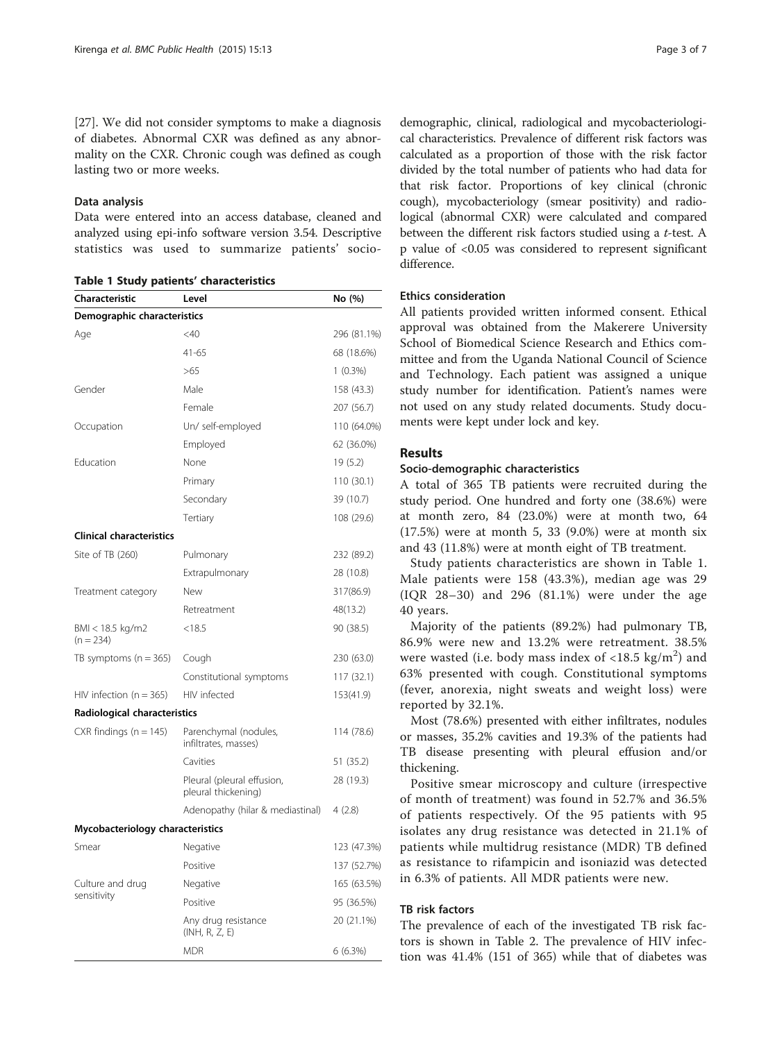[27]. We did not consider symptoms to make a diagnosis of diabetes. Abnormal CXR was defined as any abnormality on the CXR. Chronic cough was defined as cough lasting two or more weeks.

### Data analysis

Data were entered into an access database, cleaned and analyzed using epi-info software version 3.54. Descriptive statistics was used to summarize patients' socio-demographic, clinical, radiological and mycobacteriological characteristics. Prevalence of different risk factors was calculated as a proportion of those with the risk factor divided by the total number of patients who had data for that risk factor. Proportions of key clinical (chronic cough), mycobacteriology (smear positivity) and radiological (abnormal CXR) were calculated and compared between the different risk factors studied using a *t*-test. A p value of <0.05 was considered to represent significant difference.

**Table 1 Study patients' characteristics**

| Characteristic | Level | No (%) |
|---|---|---|
| **Demographic characteristics** | | |
| Age | <40 | 296 (81.1%) |
| | 41-65 | 68 (18.6%) |
| | >65 | 1 (0.3%) |
| Gender | Male | 158 (43.3) |
| | Female | 207 (56.7) |
| Occupation | Un/ self-employed | 110 (64.0%) |
| | Employed | 62 (36.0%) |
| Education | None | 19 (5.2) |
| | Primary | 110 (30.1) |
| | Secondary | 39 (10.7) |
| | Tertiary | 108 (29.6) |
| **Clinical characteristics** | | |
| Site of TB (260) | Pulmonary | 232 (89.2) |
| | Extrapulmonary | 28 (10.8) |
| Treatment category | New | 317(86.9) |
| | Retreatment | 48(13.2) |
| BMI < 18.5 kg/m2 (n = 234) | <18.5 | 90 (38.5) |
| TB symptoms (n = 365) | Cough | 230 (63.0) |
| | Constitutional symptoms | 117 (32.1) |
| HIV infection (n = 365) | HIV infected | 153(41.9) |
| **Radiological characteristics** | | |
| CXR findings (n = 145) | Parenchymal (nodules, infiltrates, masses) | 114 (78.6) |
| | Cavities | 51 (35.2) |
| | Pleural (pleural effusion, pleural thickening) | 28 (19.3) |
| | Adenopathy (hilar & mediastinal) | 4 (2.8) |
| **Mycobacteriology characteristics** | | |
| Smear | Negative | 123 (47.3%) |
| | Positive | 137 (52.7%) |
| Culture and drug sensitivity | Negative | 165 (63.5%) |
| | Positive | 95 (36.5%) |
| | Any drug resistance (INH, R, Z, E) | 20 (21.1%) |
| | MDR | 6 (6.3%) |

### Ethics consideration

All patients provided written informed consent. Ethical approval was obtained from the Makerere University School of Biomedical Science Research and Ethics committee and from the Uganda National Council of Science and Technology. Each patient was assigned a unique study number for identification. Patient's names were not used on any study related documents. Study documents were kept under lock and key.

## Results

### Socio-demographic characteristics

A total of 365 TB patients were recruited during the study period. One hundred and forty one (38.6%) were at month zero, 84 (23.0%) were at month two, 64 (17.5%) were at month 5, 33 (9.0%) were at month six and 43 (11.8%) were at month eight of TB treatment.

Study patients characteristics are shown in Table 1. Male patients were 158 (43.3%), median age was 29 (IQR 28–30) and 296 (81.1%) were under the age 40 years.

Majority of the patients (89.2%) had pulmonary TB, 86.9% were new and 13.2% were retreatment. 38.5% were wasted (i.e. body mass index of <18.5 kg/m$^2$) and 63% presented with cough. Constitutional symptoms (fever, anorexia, night sweats and weight loss) were reported by 32.1%.

Most (78.6%) presented with either infiltrates, nodules or masses, 35.2% cavities and 19.3% of the patients had TB disease presenting with pleural effusion and/or thickening.

Positive smear microscopy and culture (irrespective of month of treatment) was found in 52.7% and 36.5% of patients respectively. Of the 95 patients with 95 isolates any drug resistance was detected in 21.1% of patients while multidrug resistance (MDR) TB defined as resistance to rifampicin and isoniazid was detected in 6.3% of patients. All MDR patients were new.

### TB risk factors

The prevalence of each of the investigated TB risk factors is shown in Table 2. The prevalence of HIV infection was 41.4% (151 of 365) while that of diabetes was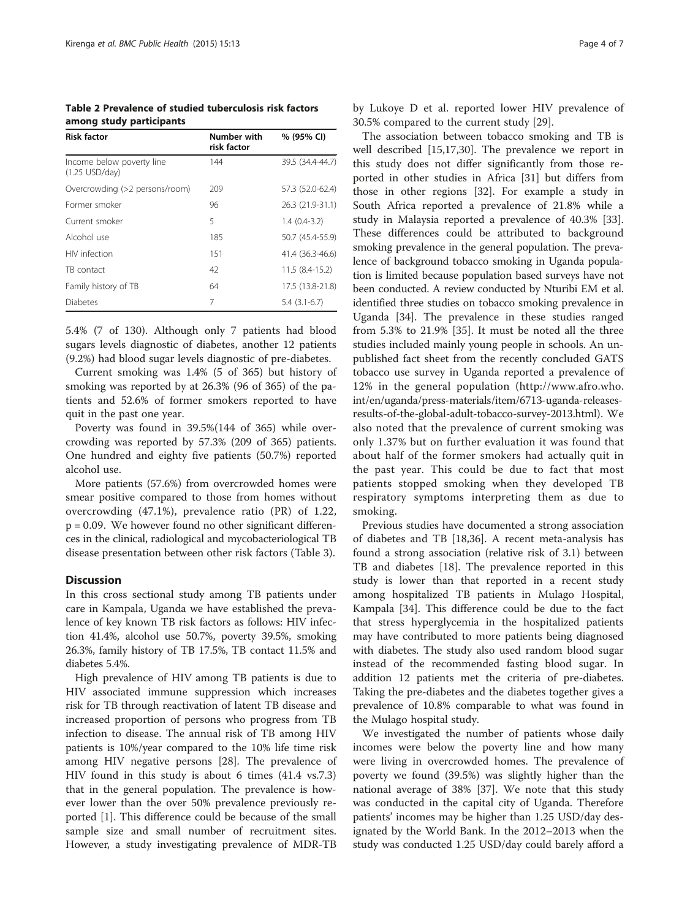**Table 2 Prevalence of studied tuberculosis risk factors among study participants**

| Risk factor | Number with risk factor | % (95% CI) |
|---|---|---|
| Income below poverty line (1.25 USD/day) | 144 | 39.5 (34.4-44.7) |
| Overcrowding (>2 persons/room) | 209 | 57.3 (52.0-62.4) |
| Former smoker | 96 | 26.3 (21.9-31.1) |
| Current smoker | 5 | 1.4 (0.4-3.2) |
| Alcohol use | 185 | 50.7 (45.4-55.9) |
| HIV infection | 151 | 41.4 (36.3-46.6) |
| TB contact | 42 | 11.5 (8.4-15.2) |
| Family history of TB | 64 | 17.5 (13.8-21.8) |
| Diabetes | 7 | 5.4 (3.1-6.7) |

5.4% (7 of 130). Although only 7 patients had blood sugars levels diagnostic of diabetes, another 12 patients (9.2%) had blood sugar levels diagnostic of pre-diabetes.

Current smoking was 1.4% (5 of 365) but history of smoking was reported by at 26.3% (96 of 365) of the patients and 52.6% of former smokers reported to have quit in the past one year.

Poverty was found in 39.5%(144 of 365) while overcrowding was reported by 57.3% (209 of 365) patients. One hundred and eighty five patients (50.7%) reported alcohol use.

More patients (57.6%) from overcrowded homes were smear positive compared to those from homes without overcrowding (47.1%), prevalence ratio (PR) of 1.22, $p = 0.09$. We however found no other significant differences in the clinical, radiological and mycobacteriological TB disease presentation between other risk factors (Table 3).

## Discussion

In this cross sectional study among TB patients under care in Kampala, Uganda we have established the prevalence of key known TB risk factors as follows: HIV infection 41.4%, alcohol use 50.7%, poverty 39.5%, smoking 26.3%, family history of TB 17.5%, TB contact 11.5% and diabetes 5.4%.

High prevalence of HIV among TB patients is due to HIV associated immune suppression which increases risk for TB through reactivation of latent TB disease and increased proportion of persons who progress from TB infection to disease. The annual risk of TB among HIV patients is 10%/year compared to the 10% life time risk among HIV negative persons [28]. The prevalence of HIV found in this study is about 6 times (41.4 vs.7.3) that in the general population. The prevalence is however lower than the over 50% prevalence previously reported [1]. This difference could be because of the small sample size and small number of recruitment sites. However, a study investigating prevalence of MDR-TB by Lukoye D et al. reported lower HIV prevalence of 30.5% compared to the current study [29].

The association between tobacco smoking and TB is well described [15,17,30]. The prevalence we report in this study does not differ significantly from those reported in other studies in Africa [31] but differs from those in other regions [32]. For example a study in South Africa reported a prevalence of 21.8% while a study in Malaysia reported a prevalence of 40.3% [33]. These differences could be attributed to background smoking prevalence in the general population. The prevalence of background tobacco smoking in Uganda population is limited because population based surveys have not been conducted. A review conducted by Nturibi EM et al. identified three studies on tobacco smoking prevalence in Uganda [34]. The prevalence in these studies ranged from 5.3% to 21.9% [35]. It must be noted all the three studies included mainly young people in schools. An unpublished fact sheet from the recently concluded GATS tobacco use survey in Uganda reported a prevalence of 12% in the general population (http://www.afro.who.int/en/uganda/press-materials/item/6713-uganda-releases-results-of-the-global-adult-tobacco-survey-2013.html). We also noted that the prevalence of current smoking was only 1.37% but on further evaluation it was found that about half of the former smokers had actually quit in the past year. This could be due to fact that most patients stopped smoking when they developed TB respiratory symptoms interpreting them as due to smoking.

Previous studies have documented a strong association of diabetes and TB [18,36]. A recent meta-analysis has found a strong association (relative risk of 3.1) between TB and diabetes [18]. The prevalence reported in this study is lower than that reported in a recent study among hospitalized TB patients in Mulago Hospital, Kampala [34]. This difference could be due to the fact that stress hyperglycemia in the hospitalized patients may have contributed to more patients being diagnosed with diabetes. The study also used random blood sugar instead of the recommended fasting blood sugar. In addition 12 patients met the criteria of pre-diabetes. Taking the pre-diabetes and the diabetes together gives a prevalence of 10.8% comparable to what was found in the Mulago hospital study.

We investigated the number of patients whose daily incomes were below the poverty line and how many were living in overcrowded homes. The prevalence of poverty we found (39.5%) was slightly higher than the national average of 38% [37]. We note that this study was conducted in the capital city of Uganda. Therefore patients' incomes may be higher than 1.25 USD/day designated by the World Bank. In the 2012–2013 when the study was conducted 1.25 USD/day could barely afford a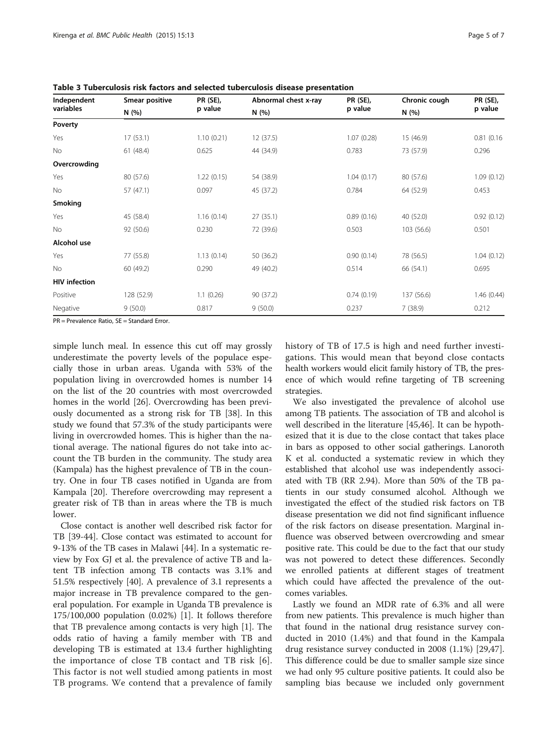**Table 3 Tuberculosis risk factors and selected tuberculosis disease presentation**

| Independent variables | Smear positive N (%) | PR (SE), p value | Abnormal chest x-ray N (%) | PR (SE), p value | Chronic cough N (%) | PR (SE), p value |
|---|---|---|---|---|---|---|
| **Poverty** | | | | | | |
| Yes | 17 (53.1) | 1.10 (0.21) | 12 (37.5) | 1.07 (0.28) | 15 (46.9) | 0.81 (0.16 |
| No | 61 (48.4) | 0.625 | 44 (34.9) | 0.783 | 73 (57.9) | 0.296 |
| **Overcrowding** | | | | | | |
| Yes | 80 (57.6) | 1.22 (0.15) | 54 (38.9) | 1.04 (0.17) | 80 (57.6) | 1.09 (0.12) |
| No | 57 (47.1) | 0.097 | 45 (37.2) | 0.784 | 64 (52.9) | 0.453 |
| **Smoking** | | | | | | |
| Yes | 45 (58.4) | 1.16 (0.14) | 27 (35.1) | 0.89 (0.16) | 40 (52.0) | 0.92 (0.12) |
| No | 92 (50.6) | 0.230 | 72 (39.6) | 0.503 | 103 (56.6) | 0.501 |
| **Alcohol use** | | | | | | |
| Yes | 77 (55.8) | 1.13 (0.14) | 50 (36.2) | 0.90 (0.14) | 78 (56.5) | 1.04 (0.12) |
| No | 60 (49.2) | 0.290 | 49 (40.2) | 0.514 | 66 (54.1) | 0.695 |
| **HIV infection** | | | | | | |
| Positive | 128 (52.9) | 1.1 (0.26) | 90 (37.2) | 0.74 (0.19) | 137 (56.6) | 1.46 (0.44) |
| Negative | 9 (50.0) | 0.817 | 9 (50.0) | 0.237 | 7 (38.9) | 0.212 |

PR = Prevalence Ratio, SE = Standard Error.

simple lunch meal. In essence this cut off may grossly underestimate the poverty levels of the populace especially those in urban areas. Uganda with 53% of the population living in overcrowded homes is number 14 on the list of the 20 countries with most overcrowded homes in the world [26]. Overcrowding has been previously documented as a strong risk for TB [38]. In this study we found that 57.3% of the study participants were living in overcrowded homes. This is higher than the national average. The national figures do not take into account the TB burden in the community. The study area (Kampala) has the highest prevalence of TB in the country. One in four TB cases notified in Uganda are from Kampala [20]. Therefore overcrowding may represent a greater risk of TB than in areas where the TB is much lower.

Close contact is another well described risk factor for TB [39-44]. Close contact was estimated to account for 9-13% of the TB cases in Malawi [44]. In a systematic review by Fox GJ et al. the prevalence of active TB and latent TB infection among TB contacts was 3.1% and 51.5% respectively [40]. A prevalence of 3.1 represents a major increase in TB prevalence compared to the general population. For example in Uganda TB prevalence is 175/100,000 population (0.02%) [1]. It follows therefore that TB prevalence among contacts is very high [1]. The odds ratio of having a family member with TB and developing TB is estimated at 13.4 further highlighting the importance of close TB contact and TB risk [6]. This factor is not well studied among patients in most TB programs. We contend that a prevalence of family history of TB of 17.5 is high and need further investigations. This would mean that beyond close contacts health workers would elicit family history of TB, the presence of which would refine targeting of TB screening strategies.

We also investigated the prevalence of alcohol use among TB patients. The association of TB and alcohol is well described in the literature [45,46]. It can be hypothesized that it is due to the close contact that takes place in bars as opposed to other social gatherings. Lanoroth K et al. conducted a systematic review in which they established that alcohol use was independently associated with TB (RR 2.94). More than 50% of the TB patients in our study consumed alcohol. Although we investigated the effect of the studied risk factors on TB disease presentation we did not find significant influence of the risk factors on disease presentation. Marginal influence was observed between overcrowding and smear positive rate. This could be due to the fact that our study was not powered to detect these differences. Secondly we enrolled patients at different stages of treatment which could have affected the prevalence of the outcomes variables.

Lastly we found an MDR rate of 6.3% and all were from new patients. This prevalence is much higher than that found in the national drug resistance survey conducted in 2010 (1.4%) and that found in the Kampala drug resistance survey conducted in 2008 (1.1%) [29,47]. This difference could be due to smaller sample size since we had only 95 culture positive patients. It could also be sampling bias because we included only government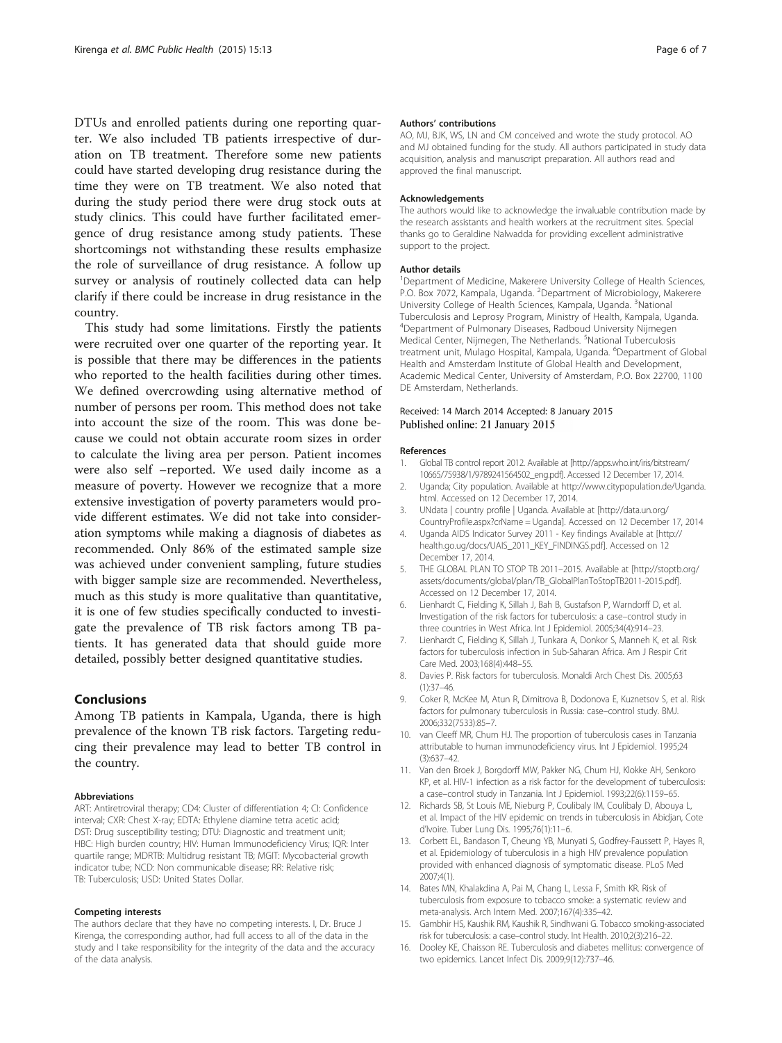DTUs and enrolled patients during one reporting quarter. We also included TB patients irrespective of duration on TB treatment. Therefore some new patients could have started developing drug resistance during the time they were on TB treatment. We also noted that during the study period there were drug stock outs at study clinics. This could have further facilitated emergence of drug resistance among study patients. These shortcomings not withstanding these results emphasize the role of surveillance of drug resistance. A follow up survey or analysis of routinely collected data can help clarify if there could be increase in drug resistance in the country.

This study had some limitations. Firstly the patients were recruited over one quarter of the reporting year. It is possible that there may be differences in the patients who reported to the health facilities during other times. We defined overcrowding using alternative method of number of persons per room. This method does not take into account the size of the room. This was done because we could not obtain accurate room sizes in order to calculate the living area per person. Patient incomes were also self –reported. We used daily income as a measure of poverty. However we recognize that a more extensive investigation of poverty parameters would provide different estimates. We did not take into consideration symptoms while making a diagnosis of diabetes as recommended. Only 86% of the estimated sample size was achieved under convenient sampling, future studies with bigger sample size are recommended. Nevertheless, much as this study is more qualitative than quantitative, it is one of few studies specifically conducted to investigate the prevalence of TB risk factors among TB patients. It has generated data that should guide more detailed, possibly better designed quantitative studies.

## Conclusions

Among TB patients in Kampala, Uganda, there is high prevalence of the known TB risk factors. Targeting reducing their prevalence may lead to better TB control in the country.

#### Abbreviations

ART: Antiretroviral therapy; CD4: Cluster of differentiation 4; CI: Confidence interval; CXR: Chest X-ray; EDTA: Ethylene diamine tetra acetic acid; DST: Drug susceptibility testing; DTU: Diagnostic and treatment unit; HBC: High burden country; HIV: Human Immunodeficiency Virus; IQR: Inter quartile range; MDRTB: Multidrug resistant TB; MGIT: Mycobacterial growth indicator tube; NCD: Non communicable disease; RR: Relative risk; TB: Tuberculosis; USD: United States Dollar.

#### Competing interests

The authors declare that they have no competing interests. I, Dr. Bruce J Kirenga, the corresponding author, had full access to all of the data in the study and I take responsibility for the integrity of the data and the accuracy of the data analysis.

#### Authors' contributions

AO, MJ, BJK, WS, LN and CM conceived and wrote the study protocol. AO and MJ obtained funding for the study. All authors participated in study data acquisition, analysis and manuscript preparation. All authors read and approved the final manuscript.

#### Acknowledgements

The authors would like to acknowledge the invaluable contribution made by the research assistants and health workers at the recruitment sites. Special thanks go to Geraldine Nalwadda for providing excellent administrative support to the project.

#### Author details

[1]Department of Medicine, Makerere University College of Health Sciences, P.O. Box 7072, Kampala, Uganda. [2]Department of Microbiology, Makerere University College of Health Sciences, Kampala, Uganda. [3]National Tuberculosis and Leprosy Program, Ministry of Health, Kampala, Uganda. [4]Department of Pulmonary Diseases, Radboud University Nijmegen Medical Center, Nijmegen, The Netherlands. [5]National Tuberculosis treatment unit, Mulago Hospital, Kampala, Uganda. [6]Department of Global Health and Amsterdam Institute of Global Health and Development, Academic Medical Center, University of Amsterdam, P.O. Box 22700, 1100 DE Amsterdam, Netherlands.

Received: 14 March 2014 Accepted: 8 January 2015
Published online: 21 January 2015

#### References

1. Global TB control report 2012. Available at [http://apps.who.int/iris/bitstream/10665/75938/1/9789241564502_eng.pdf]. Accessed 12 December 17, 2014.
2. Uganda; City population. Available at http://www.citypopulation.de/Uganda.html. Accessed on 12 December 17, 2014.
3. UNdata | country profile | Uganda. Available at [http://data.un.org/CountryProfile.aspx?crName = Uganda]. Accessed on 12 December 17, 2014
4. Uganda AIDS Indicator Survey 2011 - Key findings Available at [http://health.go.ug/docs/UAIS_2011_KEY_FINDINGS.pdf]. Accessed on 12 December 17, 2014.
5. THE GLOBAL PLAN TO STOP TB 2011–2015. Available at [http://stoptb.org/assets/documents/global/plan/TB_GlobalPlanToStopTB2011-2015.pdf]. Accessed on 12 December 17, 2014.
6. Lienhardt C, Fielding K, Sillah J, Bah B, Gustafson P, Warndorff D, et al. Investigation of the risk factors for tuberculosis: a case–control study in three countries in West Africa. Int J Epidemiol. 2005;34(4):914–23.
7. Lienhardt C, Fielding K, Sillah J, Tunkara A, Donkor S, Manneh K, et al. Risk factors for tuberculosis infection in Sub-Saharan Africa. Am J Respir Crit Care Med. 2003;168(4):448–55.
8. Davies P. Risk factors for tuberculosis. Monaldi Arch Chest Dis. 2005;63 (1):37–46.
9. Coker R, McKee M, Atun R, Dimitrova B, Dodonova E, Kuznetsov S, et al. Risk factors for pulmonary tuberculosis in Russia: case–control study. BMJ. 2006;332(7533):85–7.
10. van Cleeff MR, Chum HJ. The proportion of tuberculosis cases in Tanzania attributable to human immunodeficiency virus. Int J Epidemiol. 1995;24 (3):637–42.
11. Van den Broek J, Borgdorff MW, Pakker NG, Chum HJ, Klokke AH, Senkoro KP, et al. HIV-1 infection as a risk factor for the development of tuberculosis: a case–control study in Tanzania. Int J Epidemiol. 1993;22(6):1159–65.
12. Richards SB, St Louis ME, Nieburg P, Coulibaly IM, Coulibaly D, Abouya L, et al. Impact of the HIV epidemic on trends in tuberculosis in Abidjan, Cote d'Ivoire. Tuber Lung Dis. 1995;76(1):11–6.
13. Corbett EL, Bandason T, Cheung YB, Munyati S, Godfrey-Faussett P, Hayes R, et al. Epidemiology of tuberculosis in a high HIV prevalence population provided with enhanced diagnosis of symptomatic disease. PLoS Med 2007;4(1).
14. Bates MN, Khalakdina A, Pai M, Chang L, Lessa F, Smith KR. Risk of tuberculosis from exposure to tobacco smoke: a systematic review and meta-analysis. Arch Intern Med. 2007;167(4):335–42.
15. Gambhir HS, Kaushik RM, Kaushik R, Sindhwani G. Tobacco smoking-associated risk for tuberculosis: a case–control study. Int Health. 2010;2(3):216–22.
16. Dooley KE, Chaisson RE. Tuberculosis and diabetes mellitus: convergence of two epidemics. Lancet Infect Dis. 2009;9(12):737–46.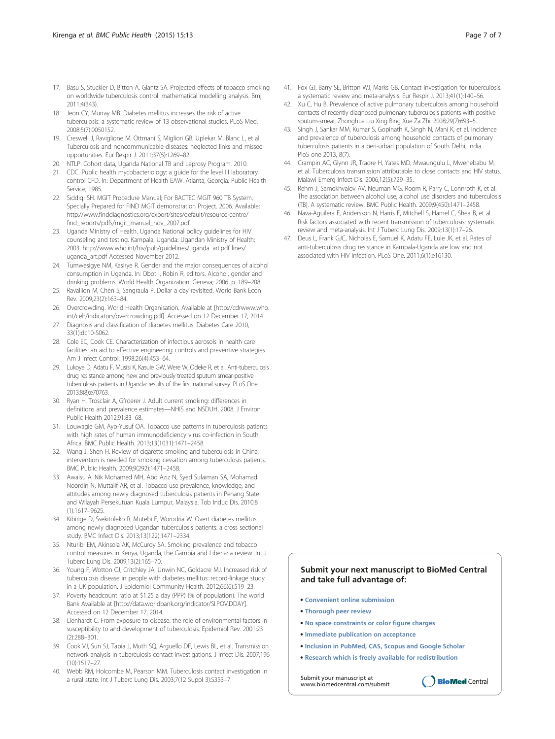17. Basu S, Stuckler D, Bitton A, Glantz SA. Projected effects of tobacco smoking on worldwide tuberculosis control: mathematical modelling analysis. Bmj 2011;4(343).
18. Jeon CY, Murray MB. Diabetes mellitus increases the risk of active tuberculosis: a systematic review of 13 observational studies. PLoS Med. 2008;5(7):0050152.
19. Creswell J, Raviglione M, Ottmani S, Migliori GB, Uplekar M, Blanc L, et al. Tuberculosis and noncommunicable diseases: neglected links and missed opportunities. Eur Respir J. 2011;37(5):1269–82.
20. NTLP. Cohort data, Uganda National TB and Leprosy Program. 2010.
21. CDC. Public health mycobacteriology: a guide for the level III laboratory control CFD. In: Department of Health EAW. Atlanta, Georgia: Public Health Service; 1985.
22. Siddiqi SH. MGIT Procedure Manual; For BACTEC MGIT 960 TB System, Specially Prepared for FIND MGIT demonstration Project. 2006. Available; http://www.finddiagnostics.org/export/sites/default/resource-centre/find_reports/pdfs/mgit_manual_nov_2007.pdf.
23. Uganda Ministry of Health. Uganda National policy guidelines for HIV counseling and testing. Kampala, Uganda: Ugandan Ministry of Health; 2003. http://www.who.int/hiv/pub/guidelines/uganda_art.pdf lines/uganda_art.pdf Accessed November 2012.
24. Tumwesigye NM, Kasirye R. Gender and the major consequences of alcohol consumption in Uganda. In: Obot I, Robin R, editors. Alcohol, gender and drinking problems. World Health Organization: Geneva; 2006. p. 189–208.
25. Ravallion M, Chen S, Sangraula P. Dollar a day revisited. World Bank Econ Rev. 2009;23(2):163–84.
26. Overcrowding. World Health Organisation. Available at [http://cdrwww.who.int/ceh/indicators/overcrowding.pdf]. Accessed on 12 December 17, 2014
27. Diagnosis and classification of diabetes mellitus. Diabetes Care 2010, 33(1):dc10-S062.
28. Cole EC, Cook CE. Characterization of infectious aerosols in health care facilities: an aid to effective engineering controls and preventive strategies. Am J Infect Control. 1998;26(4):453–64.
29. Lukoye D, Adatu F, Musisi K, Kasule GW, Were W, Odeke R, et al. Anti-tuberculosis drug resistance among new and previously treated sputum smear-positive tuberculosis patients in Uganda: results of the first national survey. PLoS One. 2013;8(8):e70763.
30. Ryan H, Trosclair A, Gfroerer J. Adult current smoking: differences in definitions and prevalence estimates—NHIS and NSDUH, 2008. J Environ Public Health 2012;91:83–68.
31. Louwagie GM, Ayo-Yusuf OA. Tobacco use patterns in tuberculosis patients with high rates of human immunodeficiency virus co-infection in South Africa. BMC Public Health. 2013;13(1031):1471–2458.
32. Wang J, Shen H. Review of cigarette smoking and tuberculosis in China: intervention is needed for smoking cessation among tuberculosis patients. BMC Public Health. 2009;9(292):1471–2458.
33. Awaisu A, Nik Mohamed MH, Abd Aziz N, Syed Sulaiman SA, Mohamad Noordin N, Muttalif AR, et al. Tobacco use prevalence, knowledge, and attitudes among newly diagnosed tuberculosis patients in Penang State and Wilayah Persekutuan Kuala Lumpur, Malaysia. Tob Induc Dis. 2010;8(1):1617–9625.
34. Kibirige D, Ssekitoleko R, Mutebi E, Worodria W. Overt diabetes mellitus among newly diagnosed Ugandan tuberculosis patients: a cross sectional study. BMC Infect Dis. 2013;13(122):1471–2334.
35. Nturibi EM, Akinsola AK, McCurdy SA. Smoking prevalence and tobacco control measures in Kenya, Uganda, the Gambia and Liberia: a review. Int J Tuberc Lung Dis. 2009;13(2):165–70.
36. Young F, Wotton CJ, Critchley JA, Unwin NC, Goldacre MJ. Increased risk of tuberculosis disease in people with diabetes mellitus: record-linkage study in a UK population. J Epidemiol Community Health. 2012;66(6):519–23.
37. Poverty headcount ratio at $1.25 a day (PPP) (% of population). The world Bank Available at [http://data.worldbank.org/indicator/SI.POV.DDAY]. Accessed on 12 December 17, 2014.
38. Lienhardt C. From exposure to disease: the role of environmental factors in susceptibility to and development of tuberculosis. Epidemiol Rev. 2001;23(2):288–301.
39. Cook VJ, Sun SJ, Tapia J, Muth SQ, Arguello DF, Lewis BL, et al. Transmission network analysis in tuberculosis contact investigations. J Infect Dis. 2007;196(10):1517–27.
40. Webb RM, Holcombe M, Pearson MM. Tuberculosis contact investigation in a rural state. Int J Tuberc Lung Dis. 2003;7(12 Suppl 3):S353–7.
41. Fox GJ, Barry SE, Britton WJ, Marks GB. Contact investigation for tuberculosis: a systematic review and meta-analysis. Eur Respir J. 2013;41(1):140–56.
42. Xu C, Hu B. Prevalence of active pulmonary tuberculosis among household contacts of recently diagnosed pulmonary tuberculosis patients with positive sputum-smear. Zhonghua Liu Xing Bing Xue Za Zhi. 2008;29(7):693–5.
43. Singh J, Sankar MM, Kumar S, Gopinath K, Singh N, Mani K, et al. Incidence and prevalence of tuberculosis among household contacts of pulmonary tuberculosis patients in a peri-urban population of South Delhi, India. PloS one 2013, 8(7).
44. Crampin AC, Glynn JR, Traore H, Yates MD, Mwaungulu L, Mwenebabu M, et al. Tuberculosis transmission attributable to close contacts and HIV status. Malawi Emerg Infect Dis. 2006;12(5):729–35.
45. Rehm J, Samokhvalov AV, Neuman MG, Room R, Parry C, Lonnroth K, et al. The association between alcohol use, alcohol use disorders and tuberculosis (TB). A systematic review. BMC Public Health. 2009;9(450):1471–2458.
46. Nava-Aguilera E, Andersson N, Harris E, Mitchell S, Hamel C, Shea B, et al. Risk factors associated with recent transmission of tuberculosis: systematic review and meta-analysis. Int J Tuberc Lung Dis. 2009;13(1):17–26.
47. Deus L, Frank GJC, Nicholas E, Samuel K, Adatu FE, Lule JK, et al. Rates of anti-tuberculosis drug resistance in Kampala-Uganda are low and not associated with HIV infection. PLoS One. 2011;6(1):e16130.

**Submit your next manuscript to BioMed Central and take full advantage of:**

- Convenient online submission
- Thorough peer review
- No space constraints or color figure charges
- Immediate publication on acceptance
- Inclusion in PubMed, CAS, Scopus and Google Scholar
- Research which is freely available for redistribution

Submit your manuscript at www.biomedcentral.com/submit

BioMed Central